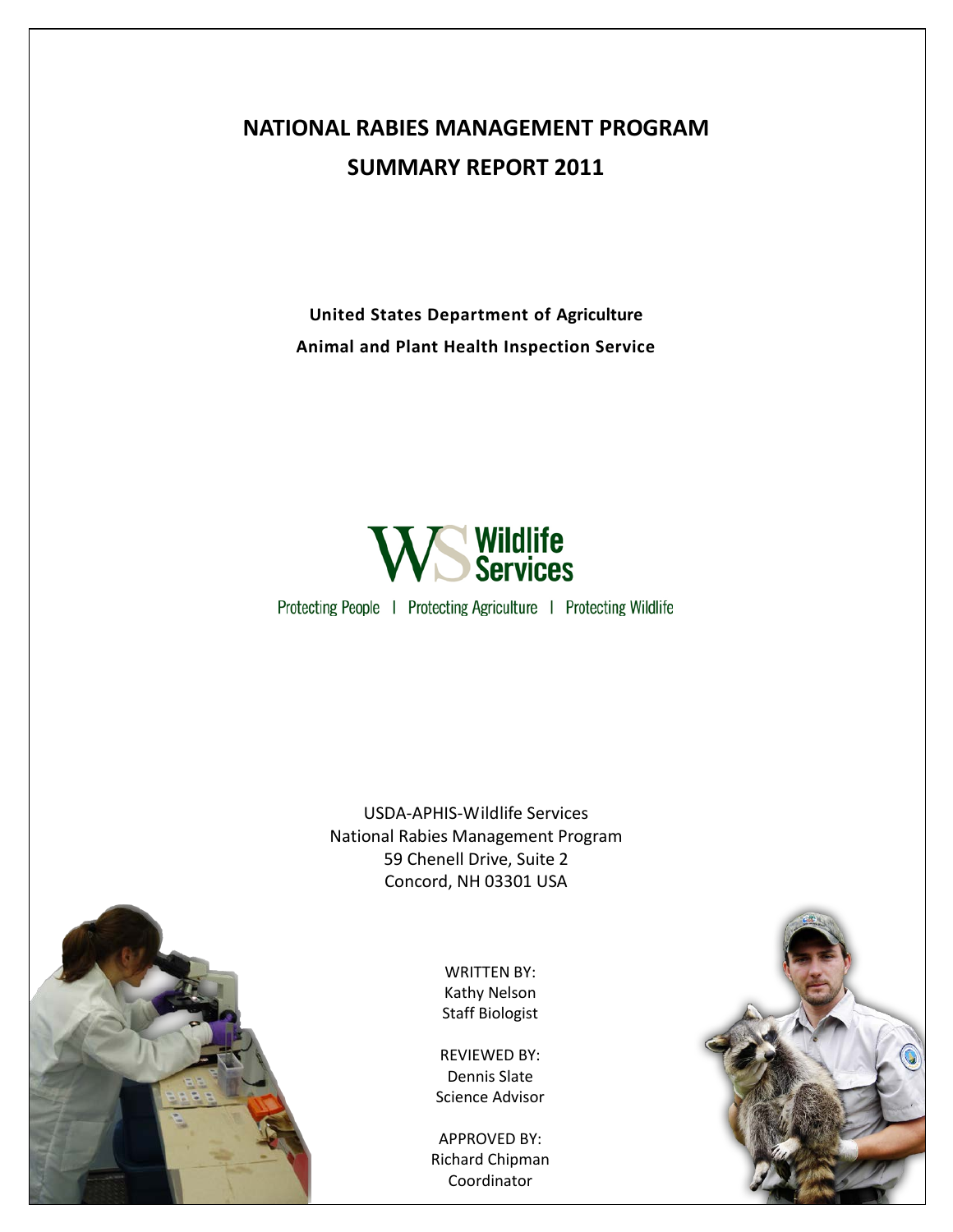# NATIONAL RABIES MANAGEMENT PROGRAM

# SUMMARY REPORT 2011

**United States Department of Agriculture**

**Animal and Plant Health Inspection Service**

Wildlife Services

Protecting People | Protecting Agriculture | Protecting Wildlife

USDA-APHIS-Wildlife Services
National Rabies Management Program
59 Chenell Drive, Suite 2
Concord, NH 03301 USA

WRITTEN BY:
Kathy Nelson
Staff Biologist

REVIEWED BY:
Dennis Slate
Science Advisor

APPROVED BY:
Richard Chipman
Coordinator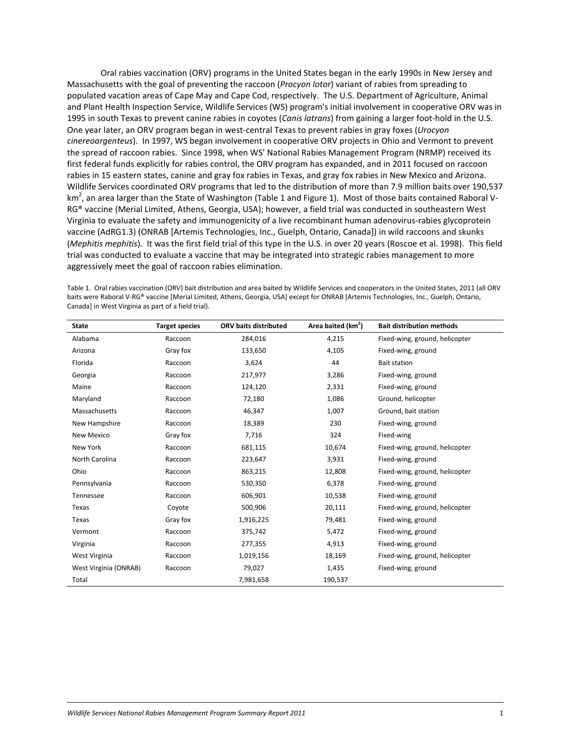Oral rabies vaccination (ORV) programs in the United States began in the early 1990s in New Jersey and Massachusetts with the goal of preventing the raccoon (*Procyon lotor*) variant of rabies from spreading to populated vacation areas of Cape May and Cape Cod, respectively. The U.S. Department of Agriculture, Animal and Plant Health Inspection Service, Wildlife Services (WS) program's initial involvement in cooperative ORV was in 1995 in south Texas to prevent canine rabies in coyotes (*Canis latrans*) from gaining a larger foot-hold in the U.S. One year later, an ORV program began in west-central Texas to prevent rabies in gray foxes (*Urocyon cinereoargenteus*). In 1997, WS began involvement in cooperative ORV projects in Ohio and Vermont to prevent the spread of raccoon rabies. Since 1998, when WS' National Rabies Management Program (NRMP) received its first federal funds explicitly for rabies control, the ORV program has expanded, and in 2011 focused on raccoon rabies in 15 eastern states, canine and gray fox rabies in Texas, and gray fox rabies in New Mexico and Arizona. Wildlife Services coordinated ORV programs that led to the distribution of more than 7.9 million baits over 190,537 km$^2$, an area larger than the State of Washington (Table 1 and Figure 1). Most of those baits contained Raboral V-RG® vaccine (Merial Limited, Athens, Georgia, USA); however, a field trial was conducted in southeastern West Virginia to evaluate the safety and immunogenicity of a live recombinant human adenovirus-rabies glycoprotein vaccine (AdRG1.3) (ONRAB [Artemis Technologies, Inc., Guelph, Ontario, Canada]) in wild raccoons and skunks (*Mephitis mephitis*). It was the first field trial of this type in the U.S. in over 20 years (Roscoe et al. 1998). This field trial was conducted to evaluate a vaccine that may be integrated into strategic rabies management to more aggressively meet the goal of raccoon rabies elimination.

Table 1. Oral rabies vaccination (ORV) bait distribution and area baited by Wildlife Services and cooperators in the United States, 2011 (all ORV baits were Raboral V-RG® vaccine [Merial Limited, Athens, Georgia, USA] except for ONRAB [Artemis Technologies, Inc., Guelph, Ontario, Canada] in West Virginia as part of a field trial).

| State | Target species | ORV baits distributed | Area baited (km$^2$) | Bait distribution methods |
|---|---|---|---|---|
| Alabama | Raccoon | 284,016 | 4,215 | Fixed-wing, ground, helicopter |
| Arizona | Gray fox | 133,650 | 4,105 | Fixed-wing, ground |
| Florida | Raccoon | 3,624 | 44 | Bait station |
| Georgia | Raccoon | 217,977 | 3,286 | Fixed-wing, ground |
| Maine | Raccoon | 124,120 | 2,331 | Fixed-wing, ground |
| Maryland | Raccoon | 72,180 | 1,086 | Ground, helicopter |
| Massachusetts | Raccoon | 46,347 | 1,007 | Ground, bait station |
| New Hampshire | Raccoon | 18,389 | 230 | Fixed-wing, ground |
| New Mexico | Gray fox | 7,716 | 324 | Fixed-wing |
| New York | Raccoon | 681,115 | 10,674 | Fixed-wing, ground, helicopter |
| North Carolina | Raccoon | 223,647 | 3,931 | Fixed-wing, ground |
| Ohio | Raccoon | 863,215 | 12,808 | Fixed-wing, ground, helicopter |
| Pennsylvania | Raccoon | 530,350 | 6,378 | Fixed-wing, ground |
| Tennessee | Raccoon | 606,901 | 10,538 | Fixed-wing, ground |
| Texas | Coyote | 500,906 | 20,111 | Fixed-wing, ground, helicopter |
| Texas | Gray fox | 1,916,225 | 79,481 | Fixed-wing, ground |
| Vermont | Raccoon | 375,742 | 5,472 | Fixed-wing, ground |
| Virginia | Raccoon | 277,355 | 4,913 | Fixed-wing, ground |
| West Virginia | Raccoon | 1,019,156 | 18,169 | Fixed-wing, ground, helicopter |
| West Virginia (ONRAB) | Raccoon | 79,027 | 1,435 | Fixed-wing, ground |
| Total | | 7,981,658 | 190,537 | |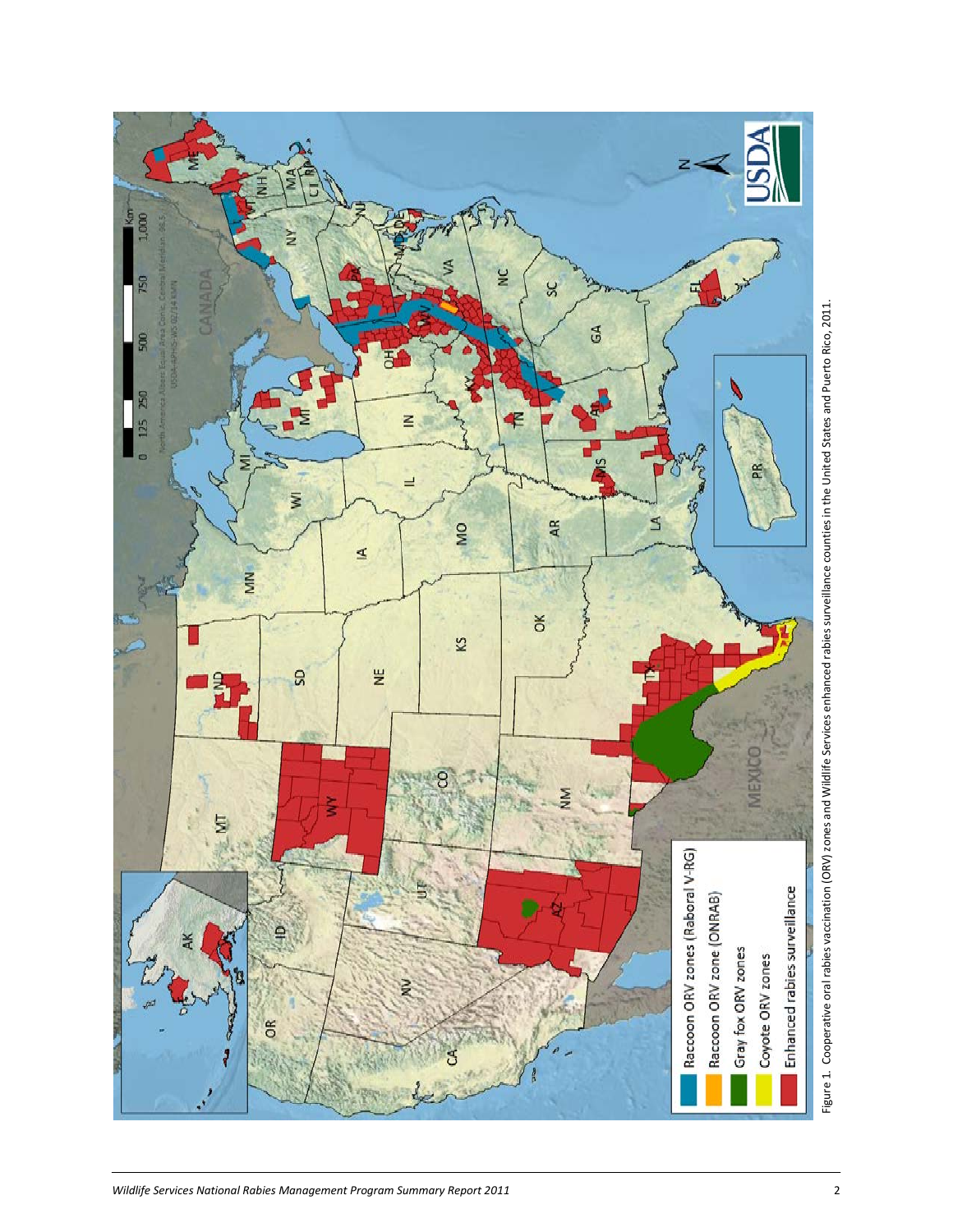Figure 1. Cooperative oral rabies vaccination (ORV) zones and Wildlife Services enhanced rabies surveillance counties in the United States and Puerto Rico, 2011.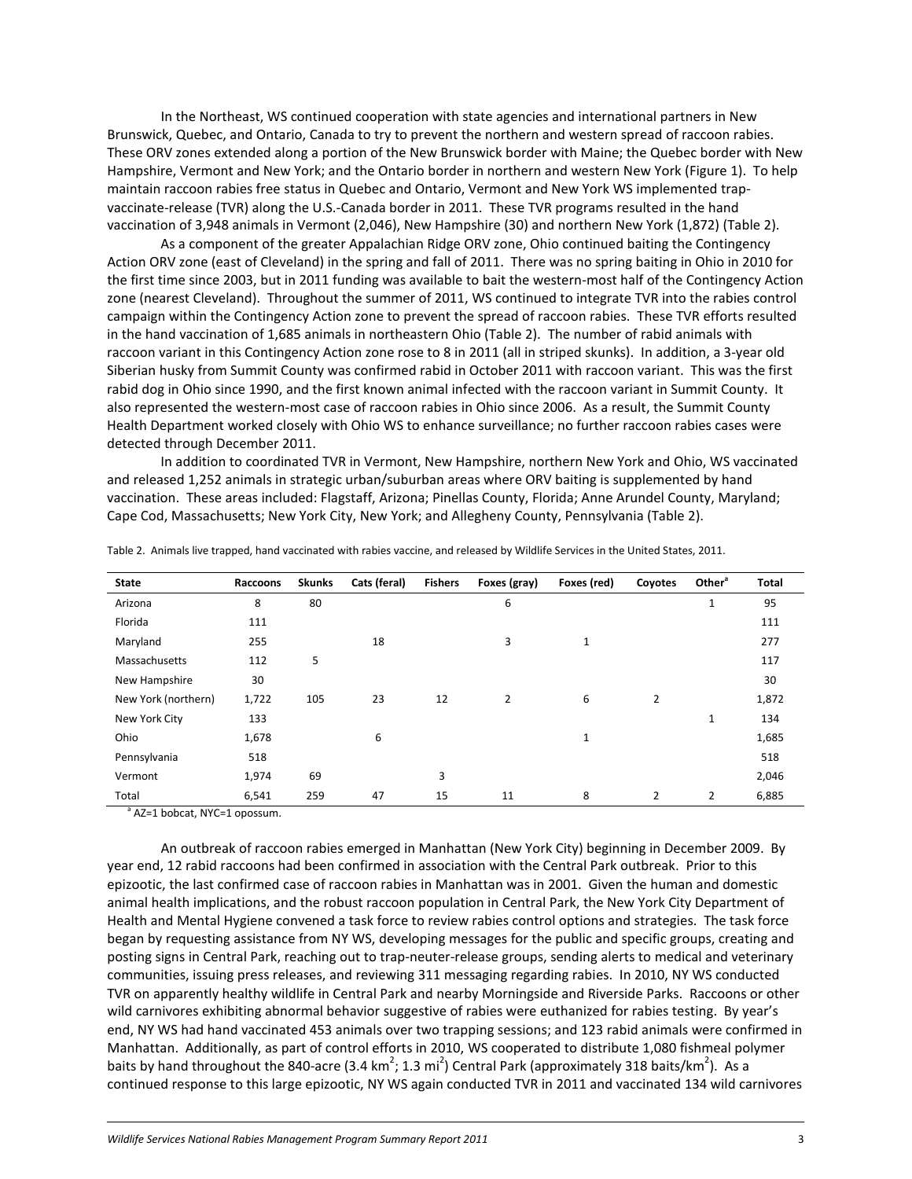In the Northeast, WS continued cooperation with state agencies and international partners in New Brunswick, Quebec, and Ontario, Canada to try to prevent the northern and western spread of raccoon rabies. These ORV zones extended along a portion of the New Brunswick border with Maine; the Quebec border with New Hampshire, Vermont and New York; and the Ontario border in northern and western New York (Figure 1). To help maintain raccoon rabies free status in Quebec and Ontario, Vermont and New York WS implemented trap-vaccinate-release (TVR) along the U.S.-Canada border in 2011. These TVR programs resulted in the hand vaccination of 3,948 animals in Vermont (2,046), New Hampshire (30) and northern New York (1,872) (Table 2).

As a component of the greater Appalachian Ridge ORV zone, Ohio continued baiting the Contingency Action ORV zone (east of Cleveland) in the spring and fall of 2011. There was no spring baiting in Ohio in 2010 for the first time since 2003, but in 2011 funding was available to bait the western-most half of the Contingency Action zone (nearest Cleveland). Throughout the summer of 2011, WS continued to integrate TVR into the rabies control campaign within the Contingency Action zone to prevent the spread of raccoon rabies. These TVR efforts resulted in the hand vaccination of 1,685 animals in northeastern Ohio (Table 2). The number of rabid animals with raccoon variant in this Contingency Action zone rose to 8 in 2011 (all in striped skunks). In addition, a 3-year old Siberian husky from Summit County was confirmed rabid in October 2011 with raccoon variant. This was the first rabid dog in Ohio since 1990, and the first known animal infected with the raccoon variant in Summit County. It also represented the western-most case of raccoon rabies in Ohio since 2006. As a result, the Summit County Health Department worked closely with Ohio WS to enhance surveillance; no further raccoon rabies cases were detected through December 2011.

In addition to coordinated TVR in Vermont, New Hampshire, northern New York and Ohio, WS vaccinated and released 1,252 animals in strategic urban/suburban areas where ORV baiting is supplemented by hand vaccination. These areas included: Flagstaff, Arizona; Pinellas County, Florida; Anne Arundel County, Maryland; Cape Cod, Massachusetts; New York City, New York; and Allegheny County, Pennsylvania (Table 2).

Table 2. Animals live trapped, hand vaccinated with rabies vaccine, and released by Wildlife Services in the United States, 2011.

| State | Raccoons | Skunks | Cats (feral) | Fishers | Foxes (gray) | Foxes (red) | Coyotes | Other[a] | Total |
|---|---|---|---|---|---|---|---|---|---|
| Arizona | 8 | 80 | | | 6 | | | 1 | 95 |
| Florida | 111 | | | | | | | | 111 |
| Maryland | 255 | | 18 | | 3 | 1 | | | 277 |
| Massachusetts | 112 | 5 | | | | | | | 117 |
| New Hampshire | 30 | | | | | | | | 30 |
| New York (northern) | 1,722 | 105 | 23 | 12 | 2 | 6 | 2 | | 1,872 |
| New York City | 133 | | | | | | | 1 | 134 |
| Ohio | 1,678 | | 6 | | | 1 | | | 1,685 |
| Pennsylvania | 518 | | | | | | | | 518 |
| Vermont | 1,974 | 69 | | 3 | | | | | 2,046 |
| Total | 6,541 | 259 | 47 | 15 | 11 | 8 | 2 | 2 | 6,885 |

[a] AZ=1 bobcat, NYC=1 opossum.

An outbreak of raccoon rabies emerged in Manhattan (New York City) beginning in December 2009. By year end, 12 rabid raccoons had been confirmed in association with the Central Park outbreak. Prior to this epizootic, the last confirmed case of raccoon rabies in Manhattan was in 2001. Given the human and domestic animal health implications, and the robust raccoon population in Central Park, the New York City Department of Health and Mental Hygiene convened a task force to review rabies control options and strategies. The task force began by requesting assistance from NY WS, developing messages for the public and specific groups, creating and posting signs in Central Park, reaching out to trap-neuter-release groups, sending alerts to medical and veterinary communities, issuing press releases, and reviewing 311 messaging regarding rabies. In 2010, NY WS conducted TVR on apparently healthy wildlife in Central Park and nearby Morningside and Riverside Parks. Raccoons or other wild carnivores exhibiting abnormal behavior suggestive of rabies were euthanized for rabies testing. By year's end, NY WS had hand vaccinated 453 animals over two trapping sessions; and 123 rabid animals were confirmed in Manhattan. Additionally, as part of control efforts in 2010, WS cooperated to distribute 1,080 fishmeal polymer baits by hand throughout the 840-acre (3.4 $km^2$; 1.3 $mi^2$) Central Park (approximately 318 baits/$km^2$). As a continued response to this large epizootic, NY WS again conducted TVR in 2011 and vaccinated 134 wild carnivores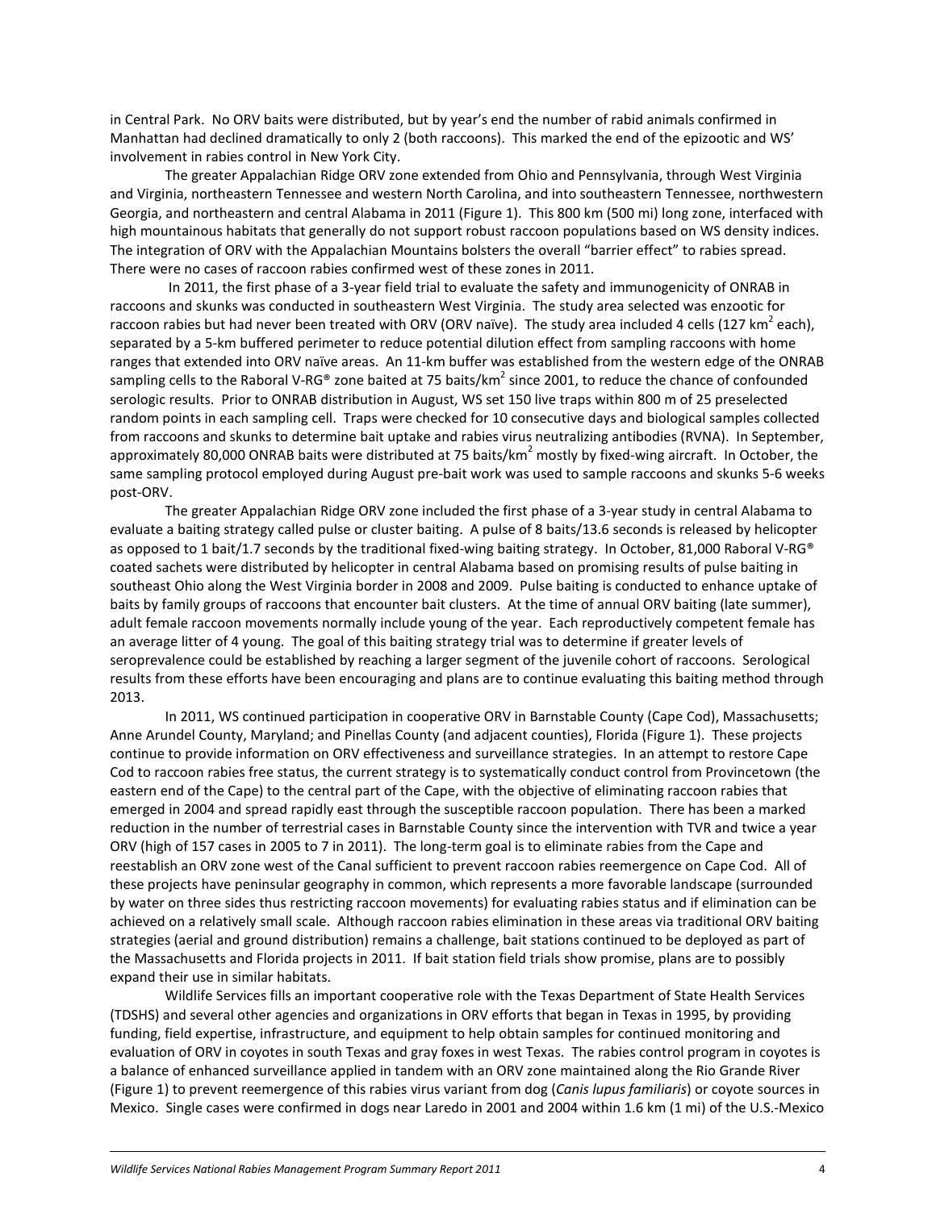in Central Park. No ORV baits were distributed, but by year's end the number of rabid animals confirmed in Manhattan had declined dramatically to only 2 (both raccoons). This marked the end of the epizootic and WS' involvement in rabies control in New York City.

The greater Appalachian Ridge ORV zone extended from Ohio and Pennsylvania, through West Virginia and Virginia, northeastern Tennessee and western North Carolina, and into southeastern Tennessee, northwestern Georgia, and northeastern and central Alabama in 2011 (Figure 1). This 800 km (500 mi) long zone, interfaced with high mountainous habitats that generally do not support robust raccoon populations based on WS density indices. The integration of ORV with the Appalachian Mountains bolsters the overall "barrier effect" to rabies spread. There were no cases of raccoon rabies confirmed west of these zones in 2011.

In 2011, the first phase of a 3-year field trial to evaluate the safety and immunogenicity of ONRAB in raccoons and skunks was conducted in southeastern West Virginia. The study area selected was enzootic for raccoon rabies but had never been treated with ORV (ORV naïve). The study area included 4 cells (127 km$^2$ each), separated by a 5-km buffered perimeter to reduce potential dilution effect from sampling raccoons with home ranges that extended into ORV naïve areas. An 11-km buffer was established from the western edge of the ONRAB sampling cells to the Raboral V-RG® zone baited at 75 baits/km$^2$ since 2001, to reduce the chance of confounded serologic results. Prior to ONRAB distribution in August, WS set 150 live traps within 800 m of 25 preselected random points in each sampling cell. Traps were checked for 10 consecutive days and biological samples collected from raccoons and skunks to determine bait uptake and rabies virus neutralizing antibodies (RVNA). In September, approximately 80,000 ONRAB baits were distributed at 75 baits/km$^2$ mostly by fixed-wing aircraft. In October, the same sampling protocol employed during August pre-bait work was used to sample raccoons and skunks 5-6 weeks post-ORV.

The greater Appalachian Ridge ORV zone included the first phase of a 3-year study in central Alabama to evaluate a baiting strategy called pulse or cluster baiting. A pulse of 8 baits/13.6 seconds is released by helicopter as opposed to 1 bait/1.7 seconds by the traditional fixed-wing baiting strategy. In October, 81,000 Raboral V-RG® coated sachets were distributed by helicopter in central Alabama based on promising results of pulse baiting in southeast Ohio along the West Virginia border in 2008 and 2009. Pulse baiting is conducted to enhance uptake of baits by family groups of raccoons that encounter bait clusters. At the time of annual ORV baiting (late summer), adult female raccoon movements normally include young of the year. Each reproductively competent female has an average litter of 4 young. The goal of this baiting strategy trial was to determine if greater levels of seroprevalence could be established by reaching a larger segment of the juvenile cohort of raccoons. Serological results from these efforts have been encouraging and plans are to continue evaluating this baiting method through 2013.

In 2011, WS continued participation in cooperative ORV in Barnstable County (Cape Cod), Massachusetts; Anne Arundel County, Maryland; and Pinellas County (and adjacent counties), Florida (Figure 1). These projects continue to provide information on ORV effectiveness and surveillance strategies. In an attempt to restore Cape Cod to raccoon rabies free status, the current strategy is to systematically conduct control from Provincetown (the eastern end of the Cape) to the central part of the Cape, with the objective of eliminating raccoon rabies that emerged in 2004 and spread rapidly east through the susceptible raccoon population. There has been a marked reduction in the number of terrestrial cases in Barnstable County since the intervention with TVR and twice a year ORV (high of 157 cases in 2005 to 7 in 2011). The long-term goal is to eliminate rabies from the Cape and reestablish an ORV zone west of the Canal sufficient to prevent raccoon rabies reemergence on Cape Cod. All of these projects have peninsular geography in common, which represents a more favorable landscape (surrounded by water on three sides thus restricting raccoon movements) for evaluating rabies status and if elimination can be achieved on a relatively small scale. Although raccoon rabies elimination in these areas via traditional ORV baiting strategies (aerial and ground distribution) remains a challenge, bait stations continued to be deployed as part of the Massachusetts and Florida projects in 2011. If bait station field trials show promise, plans are to possibly expand their use in similar habitats.

Wildlife Services fills an important cooperative role with the Texas Department of State Health Services (TDSHS) and several other agencies and organizations in ORV efforts that began in Texas in 1995, by providing funding, field expertise, infrastructure, and equipment to help obtain samples for continued monitoring and evaluation of ORV in coyotes in south Texas and gray foxes in west Texas. The rabies control program in coyotes is a balance of enhanced surveillance applied in tandem with an ORV zone maintained along the Rio Grande River (Figure 1) to prevent reemergence of this rabies virus variant from dog (*Canis lupus familiaris*) or coyote sources in Mexico. Single cases were confirmed in dogs near Laredo in 2001 and 2004 within 1.6 km (1 mi) of the U.S.-Mexico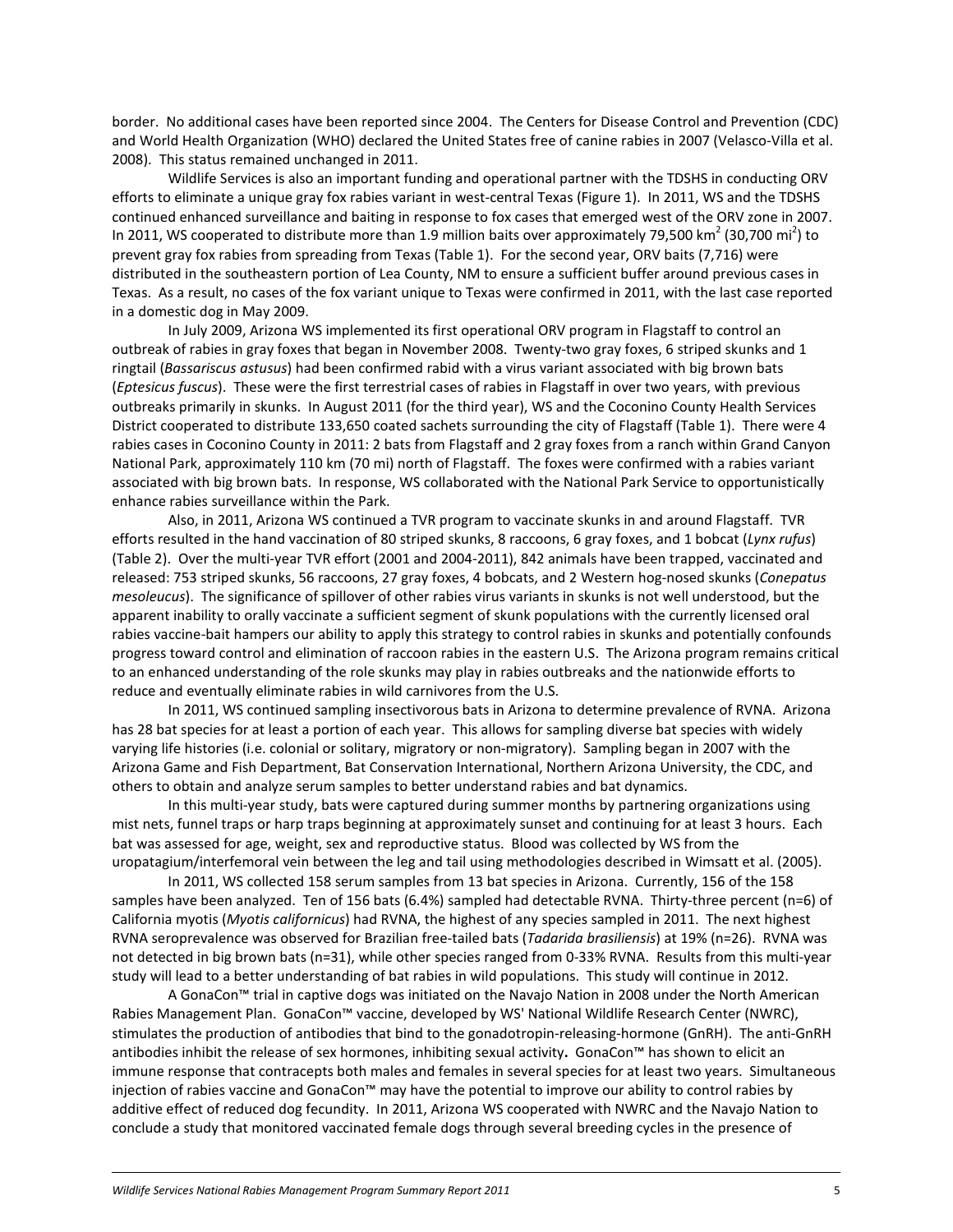border. No additional cases have been reported since 2004. The Centers for Disease Control and Prevention (CDC) and World Health Organization (WHO) declared the United States free of canine rabies in 2007 (Velasco-Villa et al. 2008). This status remained unchanged in 2011.

Wildlife Services is also an important funding and operational partner with the TDSHS in conducting ORV efforts to eliminate a unique gray fox rabies variant in west-central Texas (Figure 1). In 2011, WS and the TDSHS continued enhanced surveillance and baiting in response to fox cases that emerged west of the ORV zone in 2007. In 2011, WS cooperated to distribute more than 1.9 million baits over approximately 79,500 km$^2$ (30,700 mi$^2$) to prevent gray fox rabies from spreading from Texas (Table 1). For the second year, ORV baits (7,716) were distributed in the southeastern portion of Lea County, NM to ensure a sufficient buffer around previous cases in Texas. As a result, no cases of the fox variant unique to Texas were confirmed in 2011, with the last case reported in a domestic dog in May 2009.

In July 2009, Arizona WS implemented its first operational ORV program in Flagstaff to control an outbreak of rabies in gray foxes that began in November 2008. Twenty-two gray foxes, 6 striped skunks and 1 ringtail (*Bassariscus astusus*) had been confirmed rabid with a virus variant associated with big brown bats (*Eptesicus fuscus*). These were the first terrestrial cases of rabies in Flagstaff in over two years, with previous outbreaks primarily in skunks. In August 2011 (for the third year), WS and the Coconino County Health Services District cooperated to distribute 133,650 coated sachets surrounding the city of Flagstaff (Table 1). There were 4 rabies cases in Coconino County in 2011: 2 bats from Flagstaff and 2 gray foxes from a ranch within Grand Canyon National Park, approximately 110 km (70 mi) north of Flagstaff. The foxes were confirmed with a rabies variant associated with big brown bats. In response, WS collaborated with the National Park Service to opportunistically enhance rabies surveillance within the Park.

Also, in 2011, Arizona WS continued a TVR program to vaccinate skunks in and around Flagstaff. TVR efforts resulted in the hand vaccination of 80 striped skunks, 8 raccoons, 6 gray foxes, and 1 bobcat (*Lynx rufus*) (Table 2). Over the multi-year TVR effort (2001 and 2004-2011), 842 animals have been trapped, vaccinated and released: 753 striped skunks, 56 raccoons, 27 gray foxes, 4 bobcats, and 2 Western hog-nosed skunks (*Conepatus mesoleucus*). The significance of spillover of other rabies virus variants in skunks is not well understood, but the apparent inability to orally vaccinate a sufficient segment of skunk populations with the currently licensed oral rabies vaccine-bait hampers our ability to apply this strategy to control rabies in skunks and potentially confounds progress toward control and elimination of raccoon rabies in the eastern U.S. The Arizona program remains critical to an enhanced understanding of the role skunks may play in rabies outbreaks and the nationwide efforts to reduce and eventually eliminate rabies in wild carnivores from the U.S.

In 2011, WS continued sampling insectivorous bats in Arizona to determine prevalence of RVNA. Arizona has 28 bat species for at least a portion of each year. This allows for sampling diverse bat species with widely varying life histories (i.e. colonial or solitary, migratory or non-migratory). Sampling began in 2007 with the Arizona Game and Fish Department, Bat Conservation International, Northern Arizona University, the CDC, and others to obtain and analyze serum samples to better understand rabies and bat dynamics.

In this multi-year study, bats were captured during summer months by partnering organizations using mist nets, funnel traps or harp traps beginning at approximately sunset and continuing for at least 3 hours. Each bat was assessed for age, weight, sex and reproductive status. Blood was collected by WS from the uropatagium/interfemoral vein between the leg and tail using methodologies described in Wimsatt et al. (2005).

In 2011, WS collected 158 serum samples from 13 bat species in Arizona. Currently, 156 of the 158 samples have been analyzed. Ten of 156 bats (6.4%) sampled had detectable RVNA. Thirty-three percent (n=6) of California myotis (*Myotis californicus*) had RVNA, the highest of any species sampled in 2011. The next highest RVNA seroprevalence was observed for Brazilian free-tailed bats (*Tadarida brasiliensis*) at 19% (n=26). RVNA was not detected in big brown bats (n=31), while other species ranged from 0-33% RVNA. Results from this multi-year study will lead to a better understanding of bat rabies in wild populations. This study will continue in 2012.

A GonaCon™ trial in captive dogs was initiated on the Navajo Nation in 2008 under the North American Rabies Management Plan. GonaCon™ vaccine, developed by WS' National Wildlife Research Center (NWRC), stimulates the production of antibodies that bind to the gonadotropin-releasing-hormone (GnRH). The anti-GnRH antibodies inhibit the release of sex hormones, inhibiting sexual activity**.** GonaCon™ has shown to elicit an immune response that contracepts both males and females in several species for at least two years. Simultaneous injection of rabies vaccine and GonaCon™ may have the potential to improve our ability to control rabies by additive effect of reduced dog fecundity. In 2011, Arizona WS cooperated with NWRC and the Navajo Nation to conclude a study that monitored vaccinated female dogs through several breeding cycles in the presence of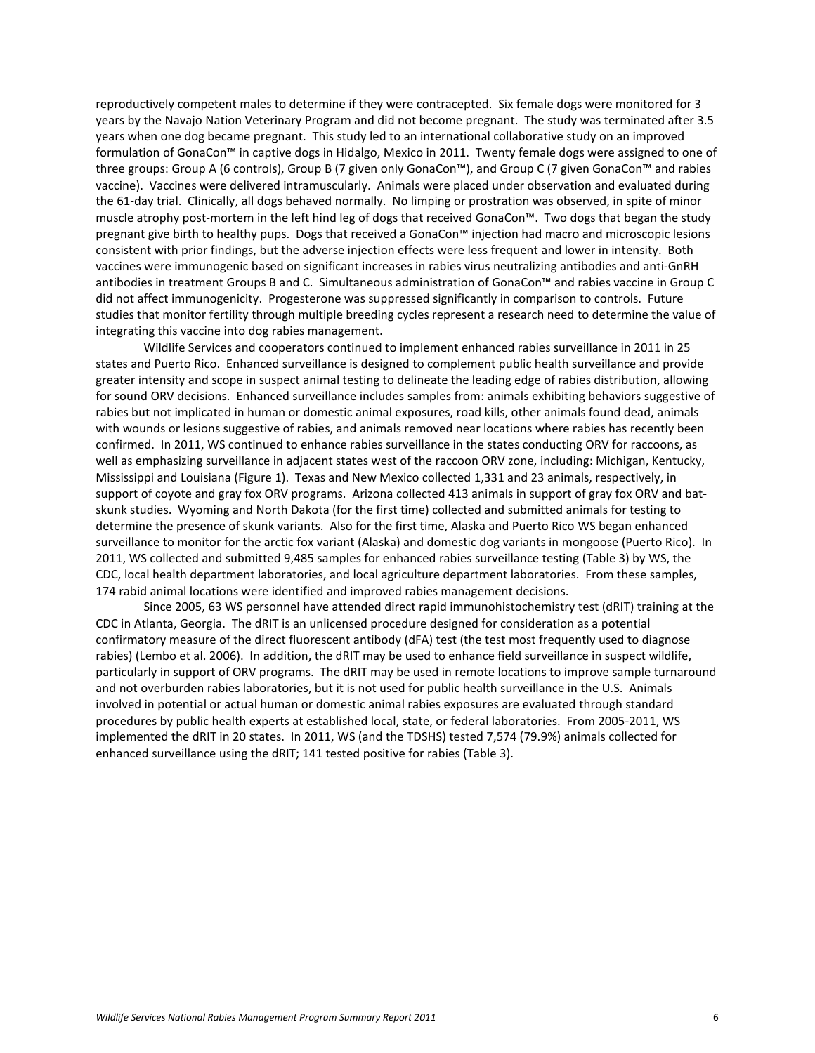reproductively competent males to determine if they were contracepted. Six female dogs were monitored for 3 years by the Navajo Nation Veterinary Program and did not become pregnant. The study was terminated after 3.5 years when one dog became pregnant. This study led to an international collaborative study on an improved formulation of GonaCon™ in captive dogs in Hidalgo, Mexico in 2011. Twenty female dogs were assigned to one of three groups: Group A (6 controls), Group B (7 given only GonaCon™), and Group C (7 given GonaCon™ and rabies vaccine). Vaccines were delivered intramuscularly. Animals were placed under observation and evaluated during the 61-day trial. Clinically, all dogs behaved normally. No limping or prostration was observed, in spite of minor muscle atrophy post-mortem in the left hind leg of dogs that received GonaCon™. Two dogs that began the study pregnant give birth to healthy pups. Dogs that received a GonaCon™ injection had macro and microscopic lesions consistent with prior findings, but the adverse injection effects were less frequent and lower in intensity. Both vaccines were immunogenic based on significant increases in rabies virus neutralizing antibodies and anti-GnRH antibodies in treatment Groups B and C. Simultaneous administration of GonaCon™ and rabies vaccine in Group C did not affect immunogenicity. Progesterone was suppressed significantly in comparison to controls. Future studies that monitor fertility through multiple breeding cycles represent a research need to determine the value of integrating this vaccine into dog rabies management.

Wildlife Services and cooperators continued to implement enhanced rabies surveillance in 2011 in 25 states and Puerto Rico. Enhanced surveillance is designed to complement public health surveillance and provide greater intensity and scope in suspect animal testing to delineate the leading edge of rabies distribution, allowing for sound ORV decisions. Enhanced surveillance includes samples from: animals exhibiting behaviors suggestive of rabies but not implicated in human or domestic animal exposures, road kills, other animals found dead, animals with wounds or lesions suggestive of rabies, and animals removed near locations where rabies has recently been confirmed. In 2011, WS continued to enhance rabies surveillance in the states conducting ORV for raccoons, as well as emphasizing surveillance in adjacent states west of the raccoon ORV zone, including: Michigan, Kentucky, Mississippi and Louisiana (Figure 1). Texas and New Mexico collected 1,331 and 23 animals, respectively, in support of coyote and gray fox ORV programs. Arizona collected 413 animals in support of gray fox ORV and bat-skunk studies. Wyoming and North Dakota (for the first time) collected and submitted animals for testing to determine the presence of skunk variants. Also for the first time, Alaska and Puerto Rico WS began enhanced surveillance to monitor for the arctic fox variant (Alaska) and domestic dog variants in mongoose (Puerto Rico). In 2011, WS collected and submitted 9,485 samples for enhanced rabies surveillance testing (Table 3) by WS, the CDC, local health department laboratories, and local agriculture department laboratories. From these samples, 174 rabid animal locations were identified and improved rabies management decisions.

Since 2005, 63 WS personnel have attended direct rapid immunohistochemistry test (dRIT) training at the CDC in Atlanta, Georgia. The dRIT is an unlicensed procedure designed for consideration as a potential confirmatory measure of the direct fluorescent antibody (dFA) test (the test most frequently used to diagnose rabies) (Lembo et al. 2006). In addition, the dRIT may be used to enhance field surveillance in suspect wildlife, particularly in support of ORV programs. The dRIT may be used in remote locations to improve sample turnaround and not overburden rabies laboratories, but it is not used for public health surveillance in the U.S. Animals involved in potential or actual human or domestic animal rabies exposures are evaluated through standard procedures by public health experts at established local, state, or federal laboratories. From 2005-2011, WS implemented the dRIT in 20 states. In 2011, WS (and the TDSHS) tested 7,574 (79.9%) animals collected for enhanced surveillance using the dRIT; 141 tested positive for rabies (Table 3).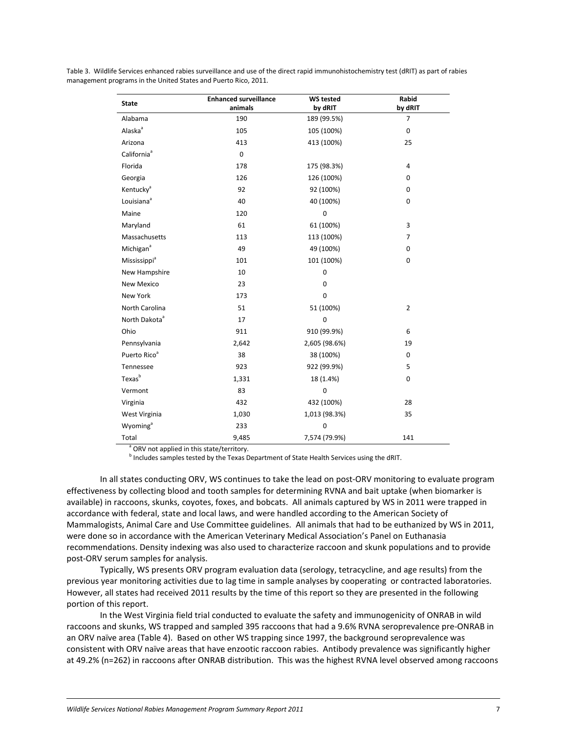Table 3. Wildlife Services enhanced rabies surveillance and use of the direct rapid immunohistochemistry test (dRIT) as part of rabies management programs in the United States and Puerto Rico, 2011.

| State | Enhanced surveillance animals | WS tested by dRIT | Rabid by dRIT |
|---|---|---|---|
| Alabama | 190 | 189 (99.5%) | 7 |
| Alaska[a] | 105 | 105 (100%) | 0 |
| Arizona | 413 | 413 (100%) | 25 |
| California[a] | 0 | | |
| Florida | 178 | 175 (98.3%) | 4 |
| Georgia | 126 | 126 (100%) | 0 |
| Kentucky[a] | 92 | 92 (100%) | 0 |
| Louisiana[a] | 40 | 40 (100%) | 0 |
| Maine | 120 | 0 | |
| Maryland | 61 | 61 (100%) | 3 |
| Massachusetts | 113 | 113 (100%) | 7 |
| Michigan[a] | 49 | 49 (100%) | 0 |
| Mississippi[a] | 101 | 101 (100%) | 0 |
| New Hampshire | 10 | 0 | |
| New Mexico | 23 | 0 | |
| New York | 173 | 0 | |
| North Carolina | 51 | 51 (100%) | 2 |
| North Dakota[a] | 17 | 0 | |
| Ohio | 911 | 910 (99.9%) | 6 |
| Pennsylvania | 2,642 | 2,605 (98.6%) | 19 |
| Puerto Rico[a] | 38 | 38 (100%) | 0 |
| Tennessee | 923 | 922 (99.9%) | 5 |
| Texas[b] | 1,331 | 18 (1.4%) | 0 |
| Vermont | 83 | 0 | |
| Virginia | 432 | 432 (100%) | 28 |
| West Virginia | 1,030 | 1,013 (98.3%) | 35 |
| Wyoming[a] | 233 | 0 | |
| Total | 9,485 | 7,574 (79.9%) | 141 |

[a] ORV not applied in this state/territory.
[b] Includes samples tested by the Texas Department of State Health Services using the dRIT.

In all states conducting ORV, WS continues to take the lead on post-ORV monitoring to evaluate program effectiveness by collecting blood and tooth samples for determining RVNA and bait uptake (when biomarker is available) in raccoons, skunks, coyotes, foxes, and bobcats. All animals captured by WS in 2011 were trapped in accordance with federal, state and local laws, and were handled according to the American Society of Mammalogists, Animal Care and Use Committee guidelines. All animals that had to be euthanized by WS in 2011, were done so in accordance with the American Veterinary Medical Association's Panel on Euthanasia recommendations. Density indexing was also used to characterize raccoon and skunk populations and to provide post-ORV serum samples for analysis.

Typically, WS presents ORV program evaluation data (serology, tetracycline, and age results) from the previous year monitoring activities due to lag time in sample analyses by cooperating or contracted laboratories. However, all states had received 2011 results by the time of this report so they are presented in the following portion of this report.

In the West Virginia field trial conducted to evaluate the safety and immunogenicity of ONRAB in wild raccoons and skunks, WS trapped and sampled 395 raccoons that had a 9.6% RVNA seroprevalence pre-ONRAB in an ORV naïve area (Table 4). Based on other WS trapping since 1997, the background seroprevalence was consistent with ORV naïve areas that have enzootic raccoon rabies. Antibody prevalence was significantly higher at 49.2% (n=262) in raccoons after ONRAB distribution. This was the highest RVNA level observed among raccoons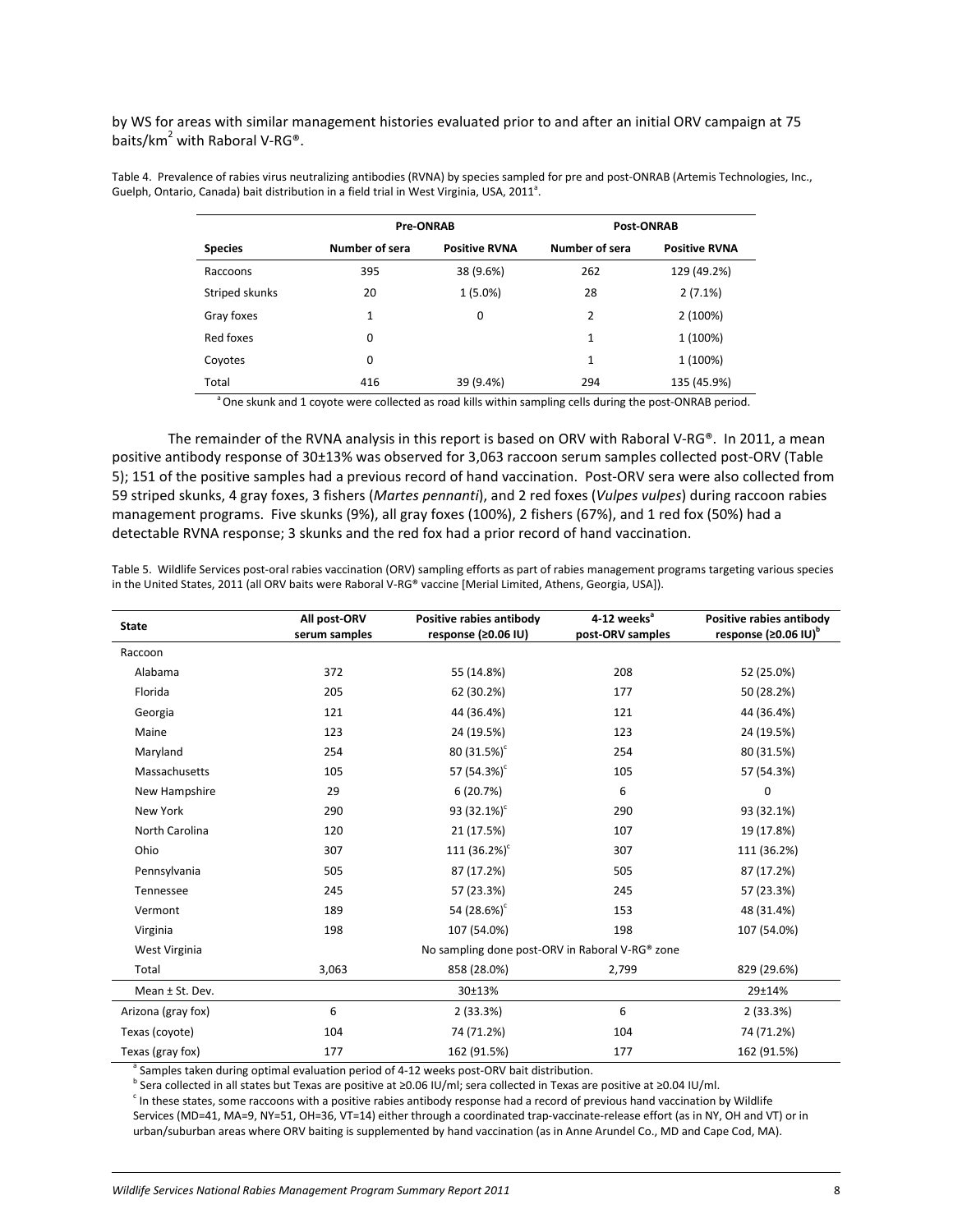by WS for areas with similar management histories evaluated prior to and after an initial ORV campaign at 75 baits/km$^2$ with Raboral V-RG®.

Table 4. Prevalence of rabies virus neutralizing antibodies (RVNA) by species sampled for pre and post-ONRAB (Artemis Technologies, Inc., Guelph, Ontario, Canada) bait distribution in a field trial in West Virginia, USA, 2011[a].

| | Pre-ONRAB | | Post-ONRAB | |
|---|---|---|---|---|
| Species | Number of sera | Positive RVNA | Number of sera | Positive RVNA |
| Raccoons | 395 | 38 (9.6%) | 262 | 129 (49.2%) |
| Striped skunks | 20 | 1 (5.0%) | 28 | 2 (7.1%) |
| Gray foxes | 1 | 0 | 2 | 2 (100%) |
| Red foxes | 0 | | 1 | 1 (100%) |
| Coyotes | 0 | | 1 | 1 (100%) |
| Total | 416 | 39 (9.4%) | 294 | 135 (45.9%) |

[a] One skunk and 1 coyote were collected as road kills within sampling cells during the post-ONRAB period.

The remainder of the RVNA analysis in this report is based on ORV with Raboral V-RG®. In 2011, a mean positive antibody response of 30±13% was observed for 3,063 raccoon serum samples collected post-ORV (Table 5); 151 of the positive samples had a previous record of hand vaccination. Post-ORV sera were also collected from 59 striped skunks, 4 gray foxes, 3 fishers (*Martes pennanti*), and 2 red foxes (*Vulpes vulpes*) during raccoon rabies management programs. Five skunks (9%), all gray foxes (100%), 2 fishers (67%), and 1 red fox (50%) had a detectable RVNA response; 3 skunks and the red fox had a prior record of hand vaccination.

Table 5. Wildlife Services post-oral rabies vaccination (ORV) sampling efforts as part of rabies management programs targeting various species in the United States, 2011 (all ORV baits were Raboral V-RG® vaccine [Merial Limited, Athens, Georgia, USA]).

| State | All post-ORV serum samples | Positive rabies antibody response (≥0.06 IU) | 4-12 weeks[a] post-ORV samples | Positive rabies antibody response (≥0.06 IU)[b] |
|---|---|---|---|---|
| Raccoon | | | | |
| Alabama | 372 | 55 (14.8%) | 208 | 52 (25.0%) |
| Florida | 205 | 62 (30.2%) | 177 | 50 (28.2%) |
| Georgia | 121 | 44 (36.4%) | 121 | 44 (36.4%) |
| Maine | 123 | 24 (19.5%) | 123 | 24 (19.5%) |
| Maryland | 254 | 80 (31.5%)[c] | 254 | 80 (31.5%) |
| Massachusetts | 105 | 57 (54.3%)[c] | 105 | 57 (54.3%) |
| New Hampshire | 29 | 6 (20.7%) | 6 | 0 |
| New York | 290 | 93 (32.1%)[c] | 290 | 93 (32.1%) |
| North Carolina | 120 | 21 (17.5%) | 107 | 19 (17.8%) |
| Ohio | 307 | 111 (36.2%)[c] | 307 | 111 (36.2%) |
| Pennsylvania | 505 | 87 (17.2%) | 505 | 87 (17.2%) |
| Tennessee | 245 | 57 (23.3%) | 245 | 57 (23.3%) |
| Vermont | 189 | 54 (28.6%)[c] | 153 | 48 (31.4%) |
| Virginia | 198 | 107 (54.0%) | 198 | 107 (54.0%) |
| West Virginia | No sampling done post-ORV in Raboral V-RG® zone | | | |
| Total | 3,063 | 858 (28.0%) | 2,799 | 829 (29.6%) |
| Mean ± St. Dev. | | 30±13% | | 29±14% |
| Arizona (gray fox) | 6 | 2 (33.3%) | 6 | 2 (33.3%) |
| Texas (coyote) | 104 | 74 (71.2%) | 104 | 74 (71.2%) |
| Texas (gray fox) | 177 | 162 (91.5%) | 177 | 162 (91.5%) |

[a] Samples taken during optimal evaluation period of 4-12 weeks post-ORV bait distribution.

[b] Sera collected in all states but Texas are positive at ≥0.06 IU/ml; sera collected in Texas are positive at ≥0.04 IU/ml.

[c] In these states, some raccoons with a positive rabies antibody response had a record of previous hand vaccination by Wildlife Services (MD=41, MA=9, NY=51, OH=36, VT=14) either through a coordinated trap-vaccinate-release effort (as in NY, OH and VT) or in urban/suburban areas where ORV baiting is supplemented by hand vaccination (as in Anne Arundel Co., MD and Cape Cod, MA).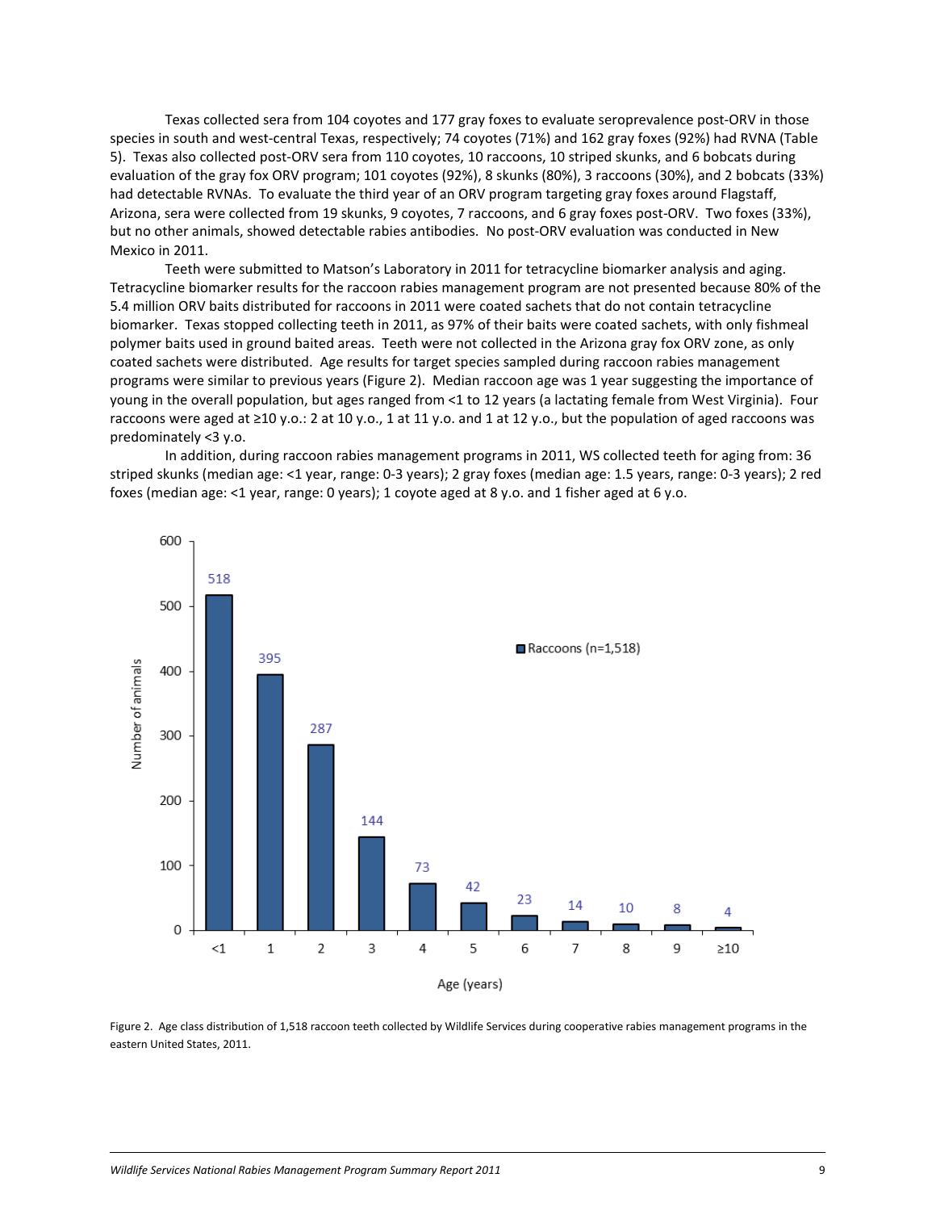Texas collected sera from 104 coyotes and 177 gray foxes to evaluate seroprevalence post-ORV in those species in south and west-central Texas, respectively; 74 coyotes (71%) and 162 gray foxes (92%) had RVNA (Table 5). Texas also collected post-ORV sera from 110 coyotes, 10 raccoons, 10 striped skunks, and 6 bobcats during evaluation of the gray fox ORV program; 101 coyotes (92%), 8 skunks (80%), 3 raccoons (30%), and 2 bobcats (33%) had detectable RVNAs. To evaluate the third year of an ORV program targeting gray foxes around Flagstaff, Arizona, sera were collected from 19 skunks, 9 coyotes, 7 raccoons, and 6 gray foxes post-ORV. Two foxes (33%), but no other animals, showed detectable rabies antibodies. No post-ORV evaluation was conducted in New Mexico in 2011.

Teeth were submitted to Matson's Laboratory in 2011 for tetracycline biomarker analysis and aging. Tetracycline biomarker results for the raccoon rabies management program are not presented because 80% of the 5.4 million ORV baits distributed for raccoons in 2011 were coated sachets that do not contain tetracycline biomarker. Texas stopped collecting teeth in 2011, as 97% of their baits were coated sachets, with only fishmeal polymer baits used in ground baited areas. Teeth were not collected in the Arizona gray fox ORV zone, as only coated sachets were distributed. Age results for target species sampled during raccoon rabies management programs were similar to previous years (Figure 2). Median raccoon age was 1 year suggesting the importance of young in the overall population, but ages ranged from <1 to 12 years (a lactating female from West Virginia). Four raccoons were aged at ≥10 y.o.: 2 at 10 y.o., 1 at 11 y.o. and 1 at 12 y.o., but the population of aged raccoons was predominately <3 y.o.

In addition, during raccoon rabies management programs in 2011, WS collected teeth for aging from: 36 striped skunks (median age: <1 year, range: 0-3 years); 2 gray foxes (median age: 1.5 years, range: 0-3 years); 2 red foxes (median age: <1 year, range: 0 years); 1 coyote aged at 8 y.o. and 1 fisher aged at 6 y.o.

| Age (years) | Raccoons (n=1,518) |
|---|---|
| <1 | 518 |
| 1 | 395 |
| 2 | 287 |
| 3 | 144 |
| 4 | 73 |
| 5 | 42 |
| 6 | 23 |
| 7 | 14 |
| 8 | 10 |
| 9 | 8 |
| ≥10 | 4 |

Figure 2. Age class distribution of 1,518 raccoon teeth collected by Wildlife Services during cooperative rabies management programs in the eastern United States, 2011.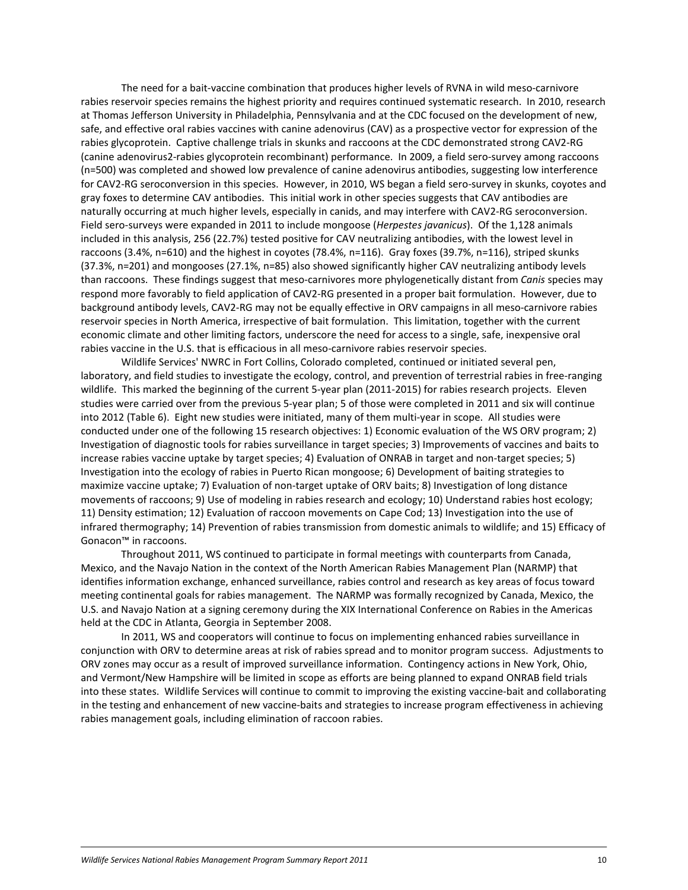The need for a bait-vaccine combination that produces higher levels of RVNA in wild meso-carnivore rabies reservoir species remains the highest priority and requires continued systematic research. In 2010, research at Thomas Jefferson University in Philadelphia, Pennsylvania and at the CDC focused on the development of new, safe, and effective oral rabies vaccines with canine adenovirus (CAV) as a prospective vector for expression of the rabies glycoprotein. Captive challenge trials in skunks and raccoons at the CDC demonstrated strong CAV2-RG (canine adenovirus2-rabies glycoprotein recombinant) performance. In 2009, a field sero-survey among raccoons (n=500) was completed and showed low prevalence of canine adenovirus antibodies, suggesting low interference for CAV2-RG seroconversion in this species. However, in 2010, WS began a field sero-survey in skunks, coyotes and gray foxes to determine CAV antibodies. This initial work in other species suggests that CAV antibodies are naturally occurring at much higher levels, especially in canids, and may interfere with CAV2-RG seroconversion. Field sero-surveys were expanded in 2011 to include mongoose (*Herpestes javanicus*). Of the 1,128 animals included in this analysis, 256 (22.7%) tested positive for CAV neutralizing antibodies, with the lowest level in raccoons (3.4%, n=610) and the highest in coyotes (78.4%, n=116). Gray foxes (39.7%, n=116), striped skunks (37.3%, n=201) and mongooses (27.1%, n=85) also showed significantly higher CAV neutralizing antibody levels than raccoons. These findings suggest that meso-carnivores more phylogenetically distant from *Canis* species may respond more favorably to field application of CAV2-RG presented in a proper bait formulation. However, due to background antibody levels, CAV2-RG may not be equally effective in ORV campaigns in all meso-carnivore rabies reservoir species in North America, irrespective of bait formulation. This limitation, together with the current economic climate and other limiting factors, underscore the need for access to a single, safe, inexpensive oral rabies vaccine in the U.S. that is efficacious in all meso-carnivore rabies reservoir species.

Wildlife Services' NWRC in Fort Collins, Colorado completed, continued or initiated several pen, laboratory, and field studies to investigate the ecology, control, and prevention of terrestrial rabies in free-ranging wildlife. This marked the beginning of the current 5-year plan (2011-2015) for rabies research projects. Eleven studies were carried over from the previous 5-year plan; 5 of those were completed in 2011 and six will continue into 2012 (Table 6). Eight new studies were initiated, many of them multi-year in scope. All studies were conducted under one of the following 15 research objectives: 1) Economic evaluation of the WS ORV program; 2) Investigation of diagnostic tools for rabies surveillance in target species; 3) Improvements of vaccines and baits to increase rabies vaccine uptake by target species; 4) Evaluation of ONRAB in target and non-target species; 5) Investigation into the ecology of rabies in Puerto Rican mongoose; 6) Development of baiting strategies to maximize vaccine uptake; 7) Evaluation of non-target uptake of ORV baits; 8) Investigation of long distance movements of raccoons; 9) Use of modeling in rabies research and ecology; 10) Understand rabies host ecology; 11) Density estimation; 12) Evaluation of raccoon movements on Cape Cod; 13) Investigation into the use of infrared thermography; 14) Prevention of rabies transmission from domestic animals to wildlife; and 15) Efficacy of Gonacon™ in raccoons.

Throughout 2011, WS continued to participate in formal meetings with counterparts from Canada, Mexico, and the Navajo Nation in the context of the North American Rabies Management Plan (NARMP) that identifies information exchange, enhanced surveillance, rabies control and research as key areas of focus toward meeting continental goals for rabies management. The NARMP was formally recognized by Canada, Mexico, the U.S. and Navajo Nation at a signing ceremony during the XIX International Conference on Rabies in the Americas held at the CDC in Atlanta, Georgia in September 2008.

In 2011, WS and cooperators will continue to focus on implementing enhanced rabies surveillance in conjunction with ORV to determine areas at risk of rabies spread and to monitor program success. Adjustments to ORV zones may occur as a result of improved surveillance information. Contingency actions in New York, Ohio, and Vermont/New Hampshire will be limited in scope as efforts are being planned to expand ONRAB field trials into these states. Wildlife Services will continue to commit to improving the existing vaccine-bait and collaborating in the testing and enhancement of new vaccine-baits and strategies to increase program effectiveness in achieving rabies management goals, including elimination of raccoon rabies.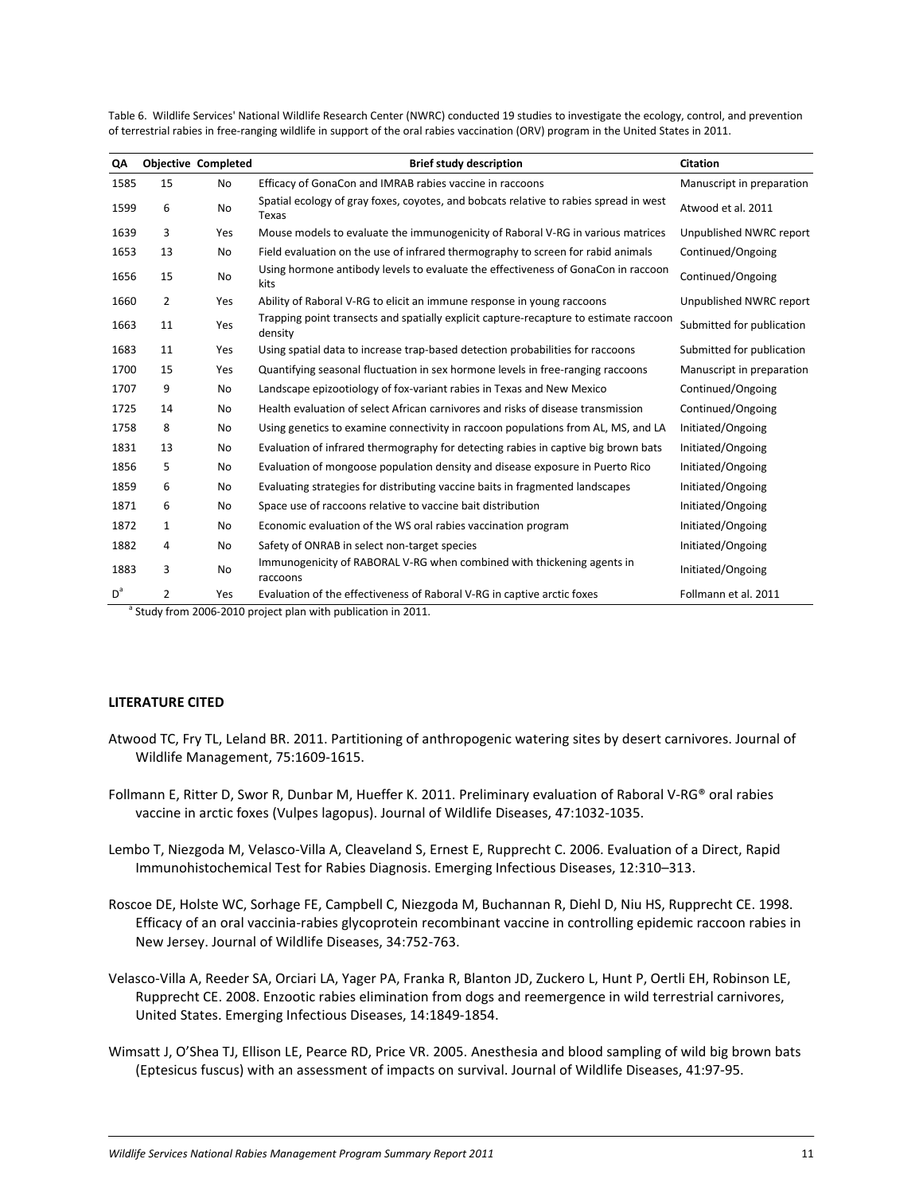Table 6. Wildlife Services' National Wildlife Research Center (NWRC) conducted 19 studies to investigate the ecology, control, and prevention of terrestrial rabies in free-ranging wildlife in support of the oral rabies vaccination (ORV) program in the United States in 2011.

| QA | Objective | Completed | Brief study description | Citation |
|---|---|---|---|---|
| 1585 | 15 | No | Efficacy of GonaCon and IMRAB rabies vaccine in raccoons | Manuscript in preparation |
| 1599 | 6 | No | Spatial ecology of gray foxes, coyotes, and bobcats relative to rabies spread in west Texas | Atwood et al. 2011 |
| 1639 | 3 | Yes | Mouse models to evaluate the immunogenicity of Raboral V-RG in various matrices | Unpublished NWRC report |
| 1653 | 13 | No | Field evaluation on the use of infrared thermography to screen for rabid animals | Continued/Ongoing |
| 1656 | 15 | No | Using hormone antibody levels to evaluate the effectiveness of GonaCon in raccoon kits | Continued/Ongoing |
| 1660 | 2 | Yes | Ability of Raboral V-RG to elicit an immune response in young raccoons | Unpublished NWRC report |
| 1663 | 11 | Yes | Trapping point transects and spatially explicit capture-recapture to estimate raccoon density | Submitted for publication |
| 1683 | 11 | Yes | Using spatial data to increase trap-based detection probabilities for raccoons | Submitted for publication |
| 1700 | 15 | Yes | Quantifying seasonal fluctuation in sex hormone levels in free-ranging raccoons | Manuscript in preparation |
| 1707 | 9 | No | Landscape epizootiology of fox-variant rabies in Texas and New Mexico | Continued/Ongoing |
| 1725 | 14 | No | Health evaluation of select African carnivores and risks of disease transmission | Continued/Ongoing |
| 1758 | 8 | No | Using genetics to examine connectivity in raccoon populations from AL, MS, and LA | Initiated/Ongoing |
| 1831 | 13 | No | Evaluation of infrared thermography for detecting rabies in captive big brown bats | Initiated/Ongoing |
| 1856 | 5 | No | Evaluation of mongoose population density and disease exposure in Puerto Rico | Initiated/Ongoing |
| 1859 | 6 | No | Evaluating strategies for distributing vaccine baits in fragmented landscapes | Initiated/Ongoing |
| 1871 | 6 | No | Space use of raccoons relative to vaccine bait distribution | Initiated/Ongoing |
| 1872 | 1 | No | Economic evaluation of the WS oral rabies vaccination program | Initiated/Ongoing |
| 1882 | 4 | No | Safety of ONRAB in select non-target species | Initiated/Ongoing |
| 1883 | 3 | No | Immunogenicity of RABORAL V-RG when combined with thickening agents in raccoons | Initiated/Ongoing |
| D[a] | 2 | Yes | Evaluation of the effectiveness of Raboral V-RG in captive arctic foxes | Follmann et al. 2011 |

[a] Study from 2006-2010 project plan with publication in 2011.

## LITERATURE CITED

Atwood TC, Fry TL, Leland BR. 2011. Partitioning of anthropogenic watering sites by desert carnivores. Journal of Wildlife Management, 75:1609-1615.

Follmann E, Ritter D, Swor R, Dunbar M, Hueffer K. 2011. Preliminary evaluation of Raboral V-RG® oral rabies vaccine in arctic foxes (Vulpes lagopus). Journal of Wildlife Diseases, 47:1032-1035.

Lembo T, Niezgoda M, Velasco-Villa A, Cleaveland S, Ernest E, Rupprecht C. 2006. Evaluation of a Direct, Rapid Immunohistochemical Test for Rabies Diagnosis. Emerging Infectious Diseases, 12:310–313.

Roscoe DE, Holste WC, Sorhage FE, Campbell C, Niezgoda M, Buchannan R, Diehl D, Niu HS, Rupprecht CE. 1998. Efficacy of an oral vaccinia-rabies glycoprotein recombinant vaccine in controlling epidemic raccoon rabies in New Jersey. Journal of Wildlife Diseases, 34:752-763.

Velasco-Villa A, Reeder SA, Orciari LA, Yager PA, Franka R, Blanton JD, Zuckero L, Hunt P, Oertli EH, Robinson LE, Rupprecht CE. 2008. Enzootic rabies elimination from dogs and reemergence in wild terrestrial carnivores, United States. Emerging Infectious Diseases, 14:1849-1854.

Wimsatt J, O'Shea TJ, Ellison LE, Pearce RD, Price VR. 2005. Anesthesia and blood sampling of wild big brown bats (Eptesicus fuscus) with an assessment of impacts on survival. Journal of Wildlife Diseases, 41:97-95.